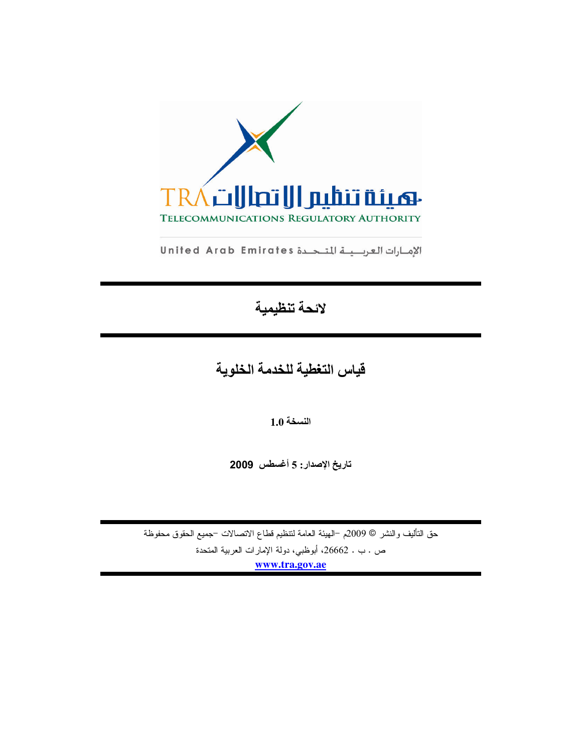هيئة تنظيم الاتصالات TRA

TELECOMMUNICATIONS REGULATORY AUTHORITY

United Arab Emirates الإمارات العربية المتحدة

# لائحة تنظيمية

## قياس التغطية للخدمة الخلوية

**النسخة 1.0**

**تاريخ الإصدار: 5 أغسطس 2009**

حق التأليف والنشر © 2009م –الهيئة العامة لتنظيم قطاع الاتصالات –جميع الحقوق محفوظة

ص . ب . 26662، أبوظبي، دولة الإمارات العربية المتحدة

www.tra.gov.ae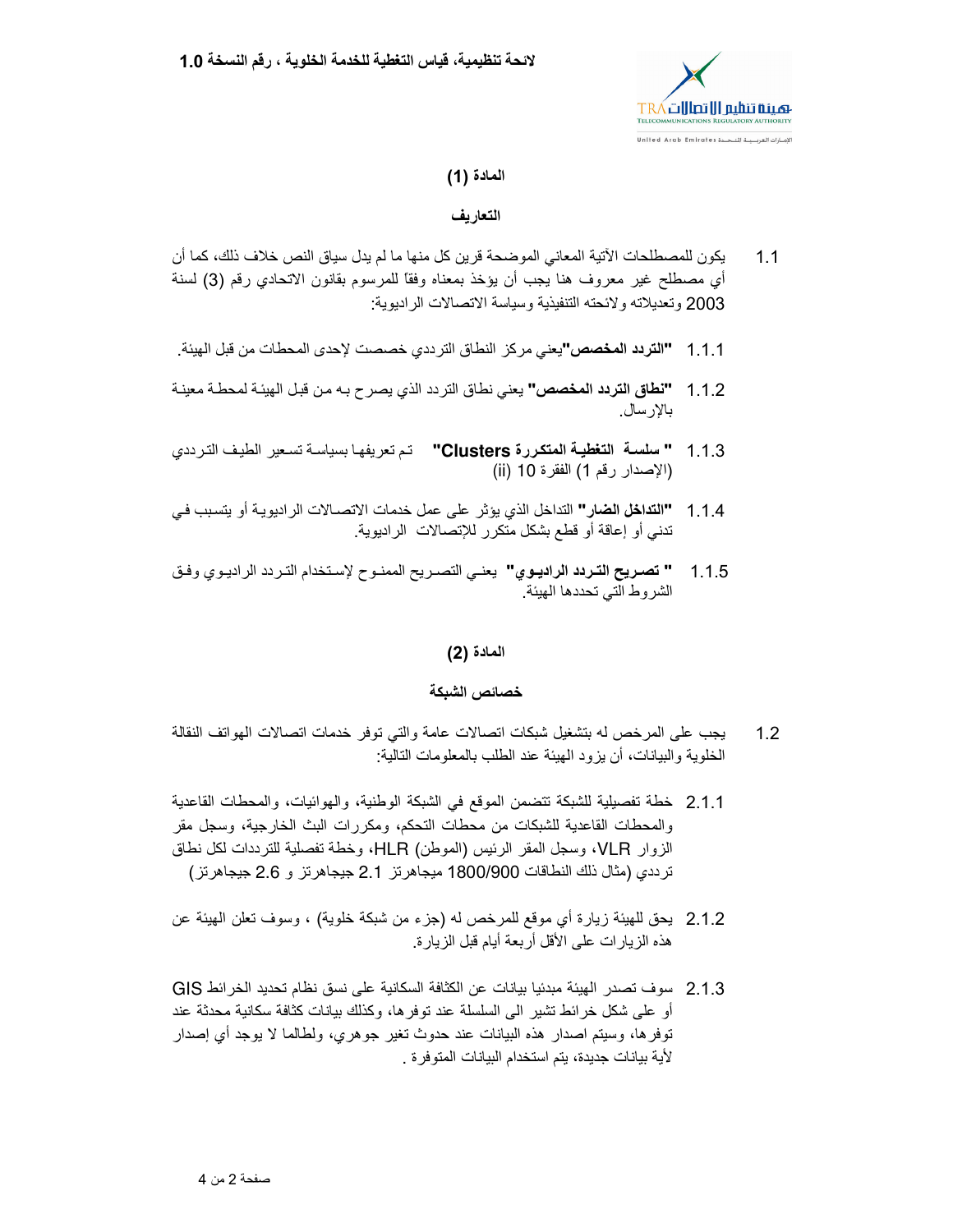## المادة (1)

### التعاريف

1.1 يكون للمصطلحات الآتية المعاني الموضحة قرين كل منها ما لم يدل سياق النص خلاف ذلك، كما أن أي مصطلح غير معروف هنا يجب أن يؤخذ بمعناه وفقاً للمرسوم بقانون الاتحادي رقم (3) لسنة 2003 وتعديلاته ولائحته التنفيذية وسياسة الاتصالات الراديوية:

1.1.1 **"التردد المخصص"** يعني مركز النطاق الترددي خصصت لإحدى المحطات من قبل الهيئة.

1.1.2 **"نطاق التردد المخصص"** يعني نطاق التردد الذي يصرح به من قبل الهيئة لمحطة معينة بالإرسال.

1.1.3 **" سلسلة التغطية المتكررة Clusters"** تم تعريفها بسياسة تسعير الطيف الترددي (الإصدار رقم 1) الفقرة 10 (ii)

1.1.4 **"التداخل الضار"** التداخل الذي يؤثر على عمل خدمات الاتصالات الراديوية أو يتسبب في تدني أو إعاقة أو قطع بشكل متكرر للإتصالات الراديوية.

1.1.5 **" تصريح التردد الراديوي"** يعني التصريح الممنوح لإستخدام التردد الراديوي وفق الشروط التي تحددها الهيئة.

## المادة (2)

### خصائص الشبكة

1.2 يجب على المرخص له بتشغيل شبكات اتصالات عامة والتي توفر خدمات اتصالات الهواتف النقالة الخلوية والبيانات، أن يزود الهيئة عند الطلب بالمعلومات التالية:

2.1.1 خطة تفصيلية للشبكة تتضمن الموقع في الشبكة الوطنية، والهوائيات، والمحطات القاعدية والمحطات القاعدية للشبكات من محطات التحكم، ومكررات البث الخارجية، وسجل مقر الزوار VLR، وسجل المقر الرئيس (الموطن) HLR، وخطة تفصيلية للترددات لكل نطاق ترددي (مثال ذلك النطاقات 1800/900 ميجاهرتز 2.1 جيجاهرتز و 2.6 جيجاهرتز)

2.1.2 يحق للهيئة زيارة أي موقع للمرخص له (جزء من شبكة خلوية) ، وسوف تعلن الهيئة عن هذه الزيارات على الأقل أربعة أيام قبل الزيارة.

2.1.3 سوف تصدر الهيئة مبدئيا بيانات عن الكثافة السكانية على نسق نظام تحديد الخرائط GIS أو على شكل خرائط تشير الى السلسلة عند توفرها، وكذلك بيانات كثافة سكانية محدثة عند توفرها، وسيتم اصدار هذه البيانات عند حدوث تغير جوهري، ولطالما لا يوجد أي إصدار لأية بيانات جديدة، يتم استخدام البيانات المتوفرة .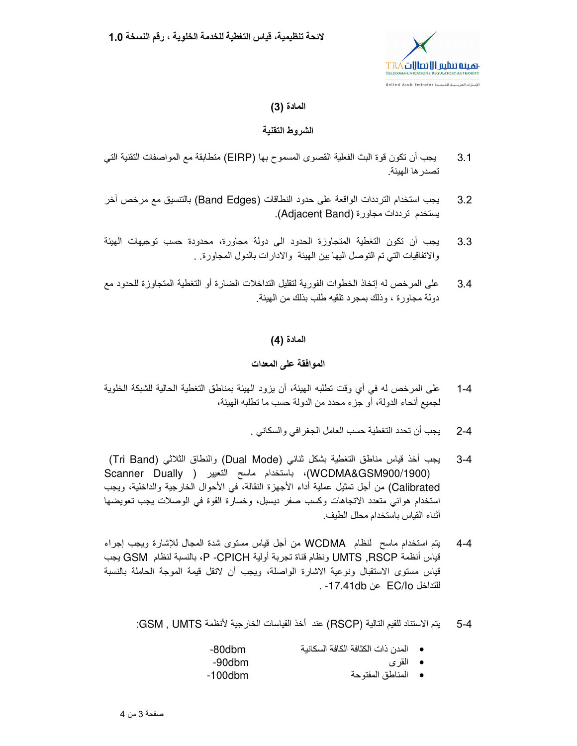## المادة (3)

## الشروط التقنية

3.1 يجب أن تكون قوة البث الفعلية القصوى المسموح بها (EIRP) متطابقة مع المواصفات التقنية التي تصدرها الهيئة.

3.2 يجب استخدام الترددات الواقعة على حدود النطاقات (Band Edges) بالتنسيق مع مرخص آخر يستخدم ترددات مجاورة (Adjacent Band).

3.3 يجب أن تكون التغطية المتجاوزة الحدود الى دولة مجاورة، محدودة حسب توجيهات الهيئة والاتفاقيات التي تم التوصل اليها بين الهيئة والادارات بالدول المجاورة. .

3.4 على المرخص له إتخاذ الخطوات الفورية لتقليل التداخلات الضارة أو التغطية المتجاوزة للحدود مع دولة مجاورة ، وذلك بمجرد تلقيه طلب بذلك من الهيئة.

## المادة (4)

## الموافقة على المعدات

4-1 على المرخص له في أي وقت تطلبه الهيئة، أن يزود الهيئة بمناطق التغطية الحالية للشبكة الخلوية لجميع أنحاء الدولة، أو جزء محدد من الدولة حسب ما تطلبه الهيئة،

4-2 يجب أن تحدد التغطية حسب العامل الجغرافي والسكاني .

4-3 يجب أخذ قياس مناطق التغطية بشكل ثنائي (Dual Mode) والنطاق الثلاثي (Tri Band) (WCDMA&GSM900/1900)، باستخدام ماسح التعبير ( Scanner Dually Calibrated) من أجل تمثيل عملية أداء الأجهزة النقالة، في الأحوال الخارجية والداخلية، ويجب استخدام هوائي متعدد الاتجاهات وكسب صفر ديسبل، وخسارة القوة في الوصلات يجب تعويضها أثناء القياس باستخدام محلل الطيف.

4-4 يتم استخدام ماسح لنظام WCDMA من أجل قياس مستوى شدة المجال للإشارة ويجب إجراء قياس أنظمة RSCP, UMTS ونظام قناة تجربة أولية P-CPICH، بالنسبة لنظام GSM يجب قياس مستوى الاستقبال ونوعية الاشارة الواصلة، ويجب أن لاتقل قيمة الموجة الحاملة بالنسبة للتداخل EC/Io عن -17.41db .

4-5 يتم الاستناد للقيم التالية (RSCP) عند أخذ القياسات الخارجية لأنظمة GSM , UMTS:

- المدن ذات الكثافة الكافة السكانية -80dbm
- القرى -90dbm
- المناطق المفتوحة -100dbm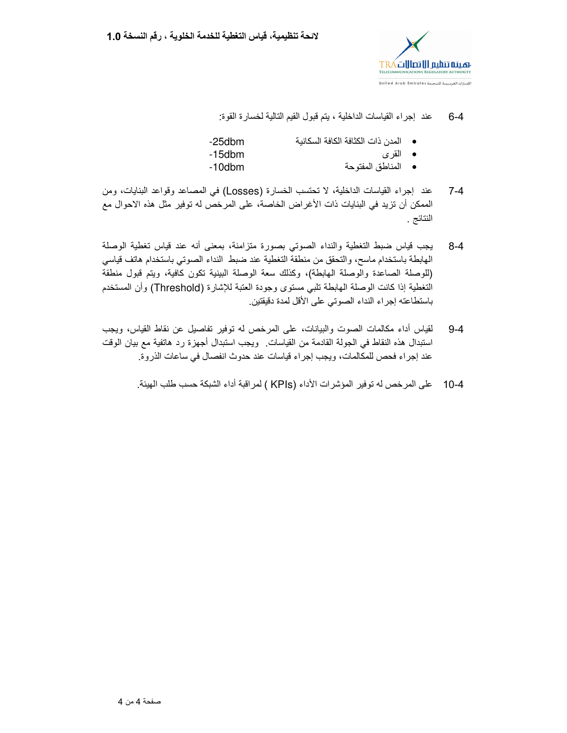4-6 عند إجراء القياسات الداخلية ، يتم قبول القيم التالية لخسارة القوة:

- المدن ذات الكثافة الكافة السكانية -25dbm
- القرى -15dbm
- المناطق المفتوحة -10dbm

4-7 عند إجراء القياسات الداخلية، لا تحتسب الخسارة (Losses) في المصاعد وقواعد البنايات، ومن الممكن أن تزيد في البنايات ذات الأغراض الخاصة، على المرخص له توفير مثل هذه الاحوال مع النتائج .

4-8 يجب قياس ضبط التغطية والنداء الصوتي بصورة متزامنة، بمعنى أنه عند قياس تغطية الوصلة الهابطة باستخدام ماسح، والتحقق من منطقة التغطية عند ضبط النداء الصوتي باستخدام هاتف قياسي (للوصلة الصاعدة والوصلة الهابطة)، وكذلك سعة الوصلة البينية تكون كافية، ويتم قبول منطقة التغطية إذا كانت الوصلة الهابطة تلبي مستوى وجودة العتبة للإشارة (Threshold) وأن المستخدم باستطاعته إجراء النداء الصوتي على الأقل لمدة دقيقتين.

4-9 لقياس أداء مكالمات الصوت والبيانات، على المرخص له توفير تفاصيل عن نقاط القياس، ويجب استبدال هذه النقاط في الجولة القادمة من القياسات. ويجب استبدال أجهزة رد هاتفية مع بيان الوقت عند إجراء فحص للمكالمات، ويجب إجراء قياسات عند حدوث انفصال في ساعات الذروة.

4-10 على المرخص له توفير المؤشرات الأداء (KPIs ) لمراقبة أداء الشبكة حسب طلب الهيئة.